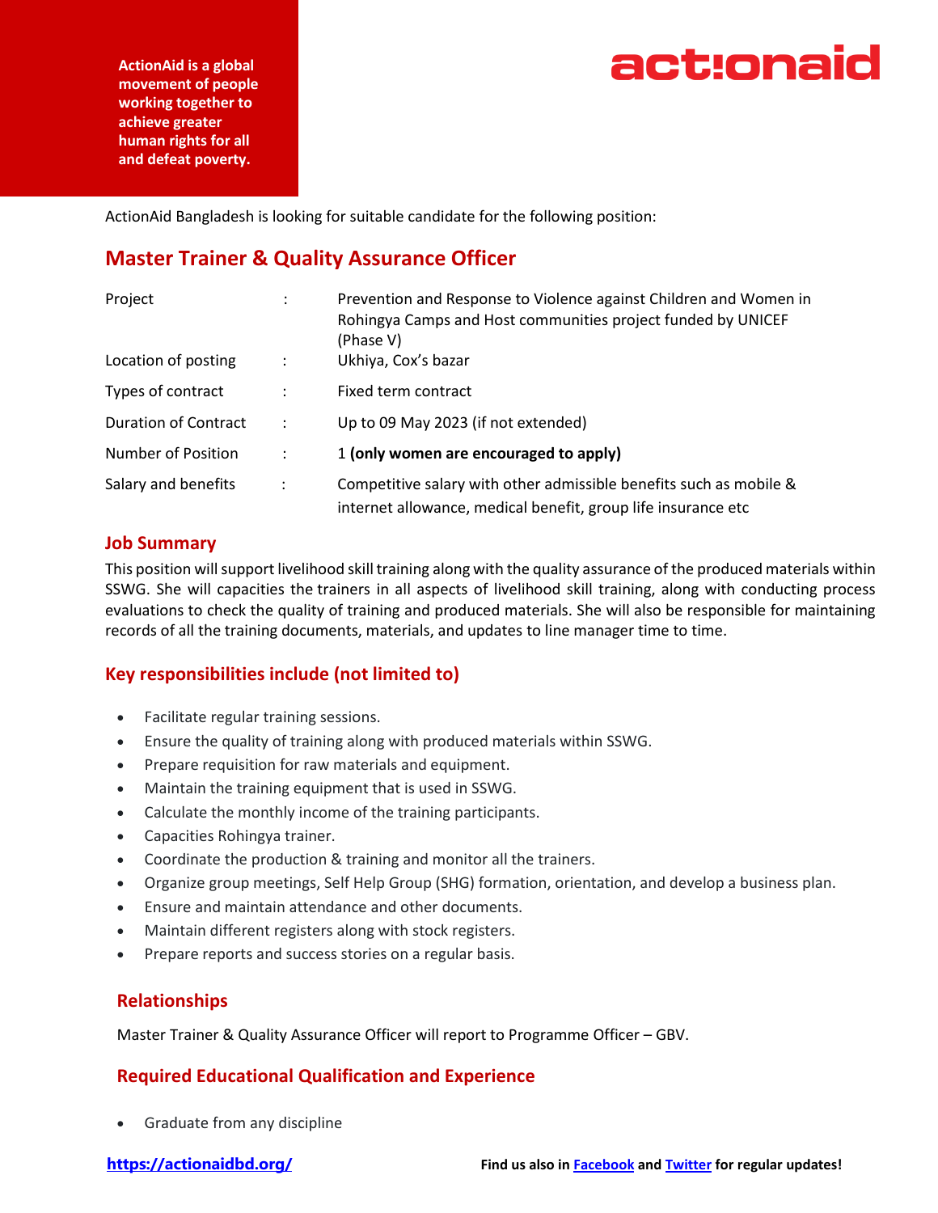ActionAid is a global movement of people working together to achieve greater human rights for all and defeat poverty.

actionaid

ActionAid Bangladesh is looking for suitable candidate for the following position:

## Master Trainer & Quality Assurance Officer

| | | |
|---|---|---|
| Project | : | Prevention and Response to Violence against Children and Women in Rohingya Camps and Host communities project funded by UNICEF (Phase V) |
| Location of posting | : | Ukhiya, Cox's bazar |
| Types of contract | : | Fixed term contract |
| Duration of Contract | : | Up to 09 May 2023 (if not extended) |
| Number of Position | : | 1 **(only women are encouraged to apply)** |
| Salary and benefits | : | Competitive salary with other admissible benefits such as mobile & internet allowance, medical benefit, group life insurance etc |

### Job Summary

This position will support livelihood skill training along with the quality assurance of the produced materials within SSWG. She will capacities the trainers in all aspects of livelihood skill training, along with conducting process evaluations to check the quality of training and produced materials. She will also be responsible for maintaining records of all the training documents, materials, and updates to line manager time to time.

### Key responsibilities include (not limited to)

- Facilitate regular training sessions.
- Ensure the quality of training along with produced materials within SSWG.
- Prepare requisition for raw materials and equipment.
- Maintain the training equipment that is used in SSWG.
- Calculate the monthly income of the training participants.
- Capacities Rohingya trainer.
- Coordinate the production & training and monitor all the trainers.
- Organize group meetings, Self Help Group (SHG) formation, orientation, and develop a business plan.
- Ensure and maintain attendance and other documents.
- Maintain different registers along with stock registers.
- Prepare reports and success stories on a regular basis.

### Relationships

Master Trainer & Quality Assurance Officer will report to Programme Officer – GBV.

### Required Educational Qualification and Experience

- Graduate from any discipline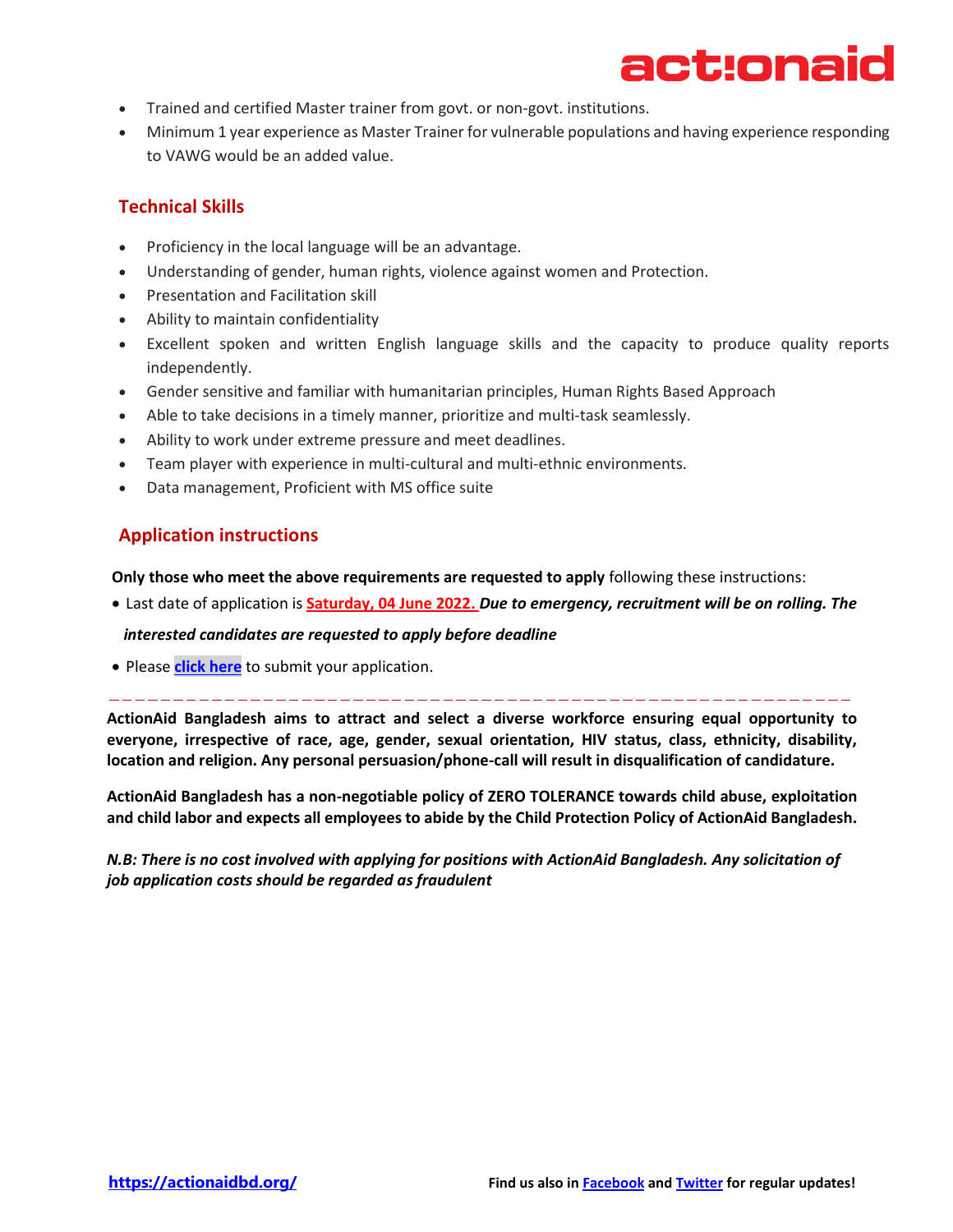- Trained and certified Master trainer from govt. or non-govt. institutions.
- Minimum 1 year experience as Master Trainer for vulnerable populations and having experience responding to VAWG would be an added value.

## Technical Skills

- Proficiency in the local language will be an advantage.
- Understanding of gender, human rights, violence against women and Protection.
- Presentation and Facilitation skill
- Ability to maintain confidentiality
- Excellent spoken and written English language skills and the capacity to produce quality reports independently.
- Gender sensitive and familiar with humanitarian principles, Human Rights Based Approach
- Able to take decisions in a timely manner, prioritize and multi-task seamlessly.
- Ability to work under extreme pressure and meet deadlines.
- Team player with experience in multi-cultural and multi-ethnic environments.
- Data management, Proficient with MS office suite

## Application instructions

**Only those who meet the above requirements are requested to apply** following these instructions:

- Last date of application is **Saturday, 04 June 2022.** ***Due to emergency, recruitment will be on rolling. The interested candidates are requested to apply before deadline***
- Please **click here** to submit your application.

---

**ActionAid Bangladesh aims to attract and select a diverse workforce ensuring equal opportunity to everyone, irrespective of race, age, gender, sexual orientation, HIV status, class, ethnicity, disability, location and religion. Any personal persuasion/phone-call will result in disqualification of candidature.**

**ActionAid Bangladesh has a non-negotiable policy of ZERO TOLERANCE towards child abuse, exploitation and child labor and expects all employees to abide by the Child Protection Policy of ActionAid Bangladesh.**

***N.B: There is no cost involved with applying for positions with ActionAid Bangladesh. Any solicitation of job application costs should be regarded as fraudulent***